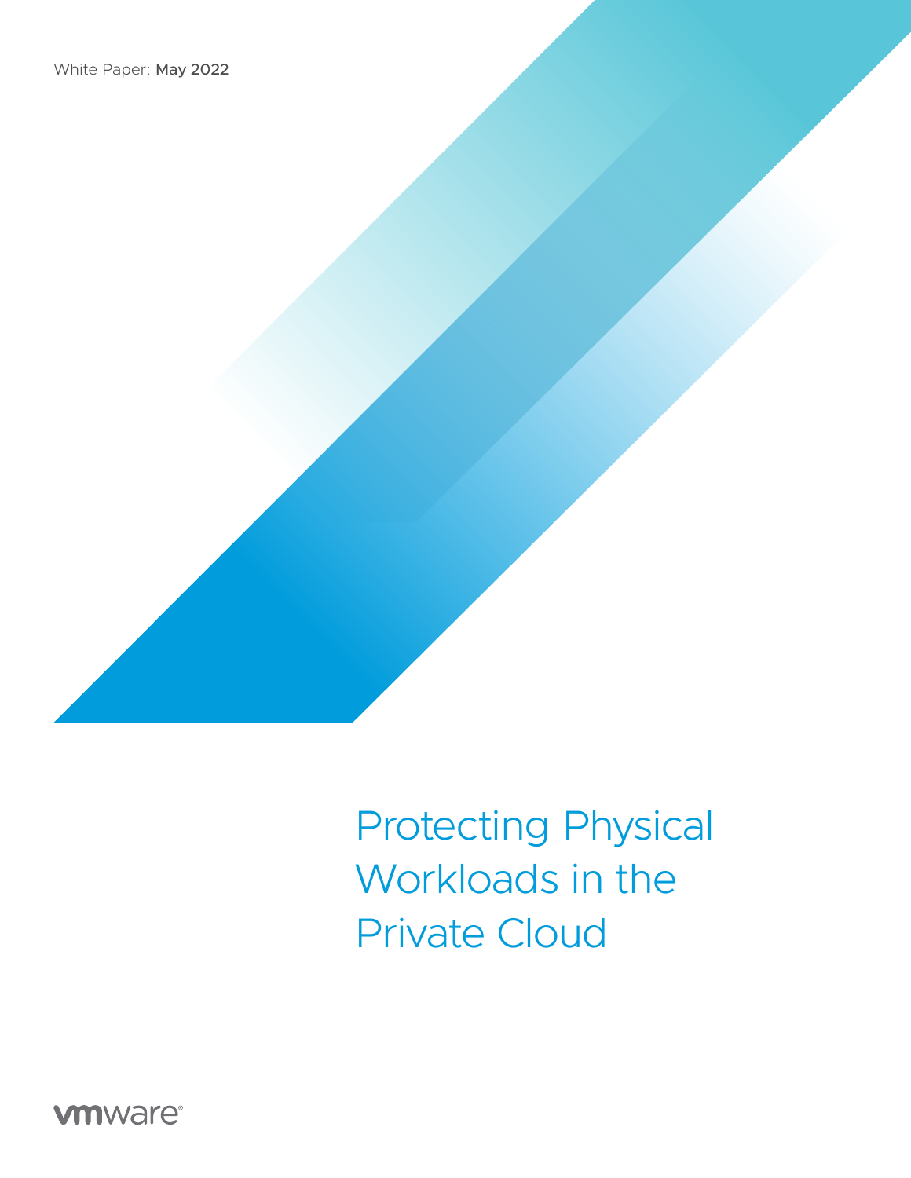White Paper: May 2022

# Protecting Physical Workloads in the Private Cloud

vmware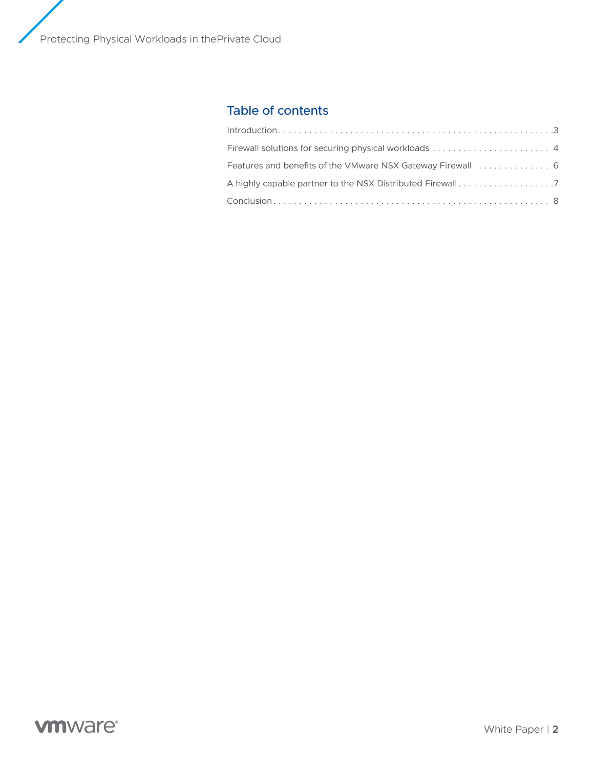## Table of contents

Introduction . . . . . . . . . . . . . . . . . . . . . . . . . . . . . . . . . . . . . . . . . . . . . . . . . . . . .3

Firewall solutions for securing physical workloads . . . . . . . . . . . . . . . . . . . . . . . . 4

Features and benefits of the VMware NSX Gateway Firewall . . . . . . . . . . . . . . 6

A highly capable partner to the NSX Distributed Firewall . . . . . . . . . . . . . . . . . . . .7

Conclusion . . . . . . . . . . . . . . . . . . . . . . . . . . . . . . . . . . . . . . . . . . . . . . . . . . . . . 8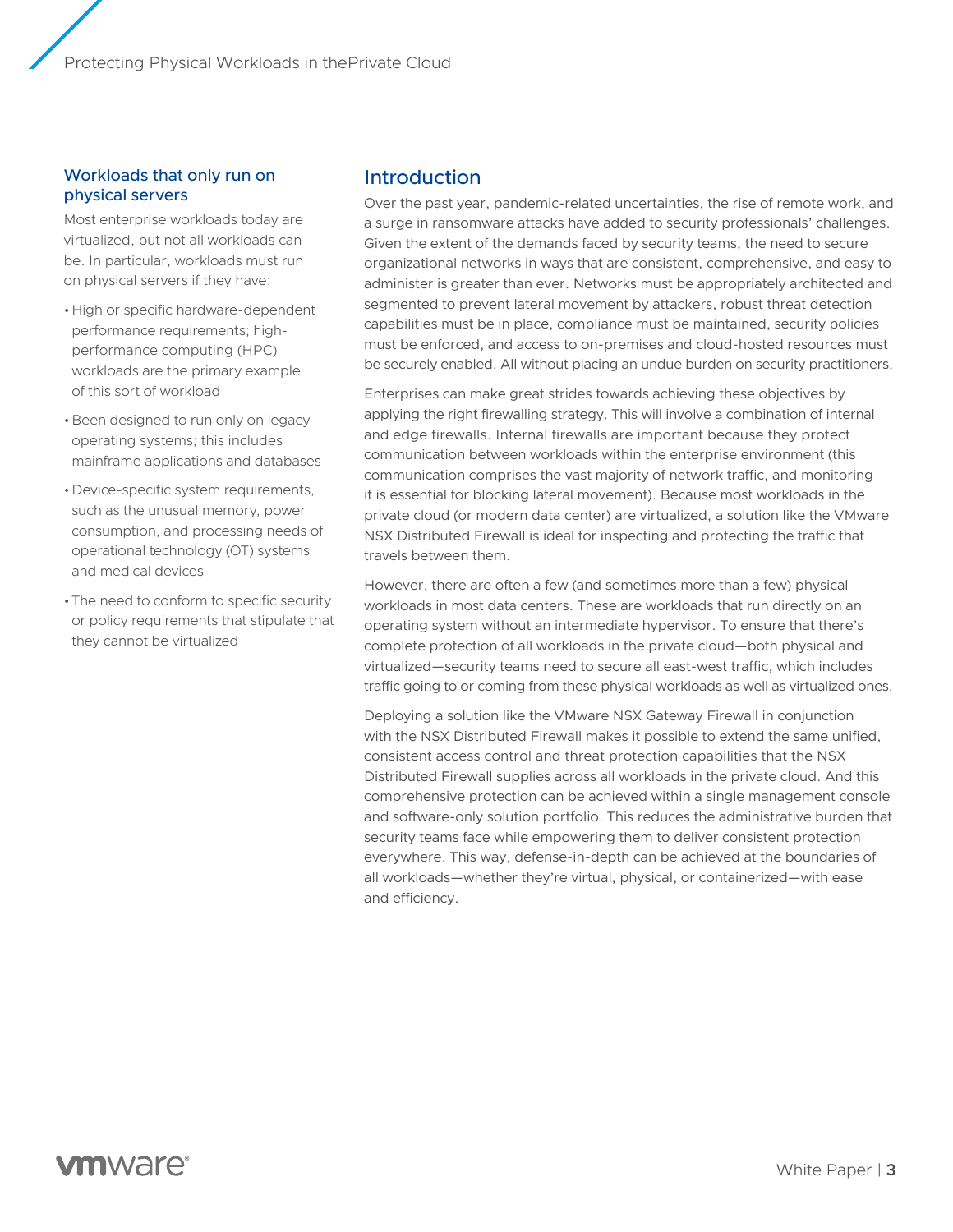## Workloads that only run on physical servers

Most enterprise workloads today are virtualized, but not all workloads can be. In particular, workloads must run on physical servers if they have:

- High or specific hardware-dependent performance requirements; high-performance computing (HPC) workloads are the primary example of this sort of workload
- Been designed to run only on legacy operating systems; this includes mainframe applications and databases
- Device-specific system requirements, such as the unusual memory, power consumption, and processing needs of operational technology (OT) systems and medical devices
- The need to conform to specific security or policy requirements that stipulate that they cannot be virtualized

## Introduction

Over the past year, pandemic-related uncertainties, the rise of remote work, and a surge in ransomware attacks have added to security professionals' challenges. Given the extent of the demands faced by security teams, the need to secure organizational networks in ways that are consistent, comprehensive, and easy to administer is greater than ever. Networks must be appropriately architected and segmented to prevent lateral movement by attackers, robust threat detection capabilities must be in place, compliance must be maintained, security policies must be enforced, and access to on-premises and cloud-hosted resources must be securely enabled. All without placing an undue burden on security practitioners.

Enterprises can make great strides towards achieving these objectives by applying the right firewalling strategy. This will involve a combination of internal and edge firewalls. Internal firewalls are important because they protect communication between workloads within the enterprise environment (this communication comprises the vast majority of network traffic, and monitoring it is essential for blocking lateral movement). Because most workloads in the private cloud (or modern data center) are virtualized, a solution like the VMware NSX Distributed Firewall is ideal for inspecting and protecting the traffic that travels between them.

However, there are often a few (and sometimes more than a few) physical workloads in most data centers. These are workloads that run directly on an operating system without an intermediate hypervisor. To ensure that there's complete protection of all workloads in the private cloud—both physical and virtualized—security teams need to secure all east-west traffic, which includes traffic going to or coming from these physical workloads as well as virtualized ones.

Deploying a solution like the VMware NSX Gateway Firewall in conjunction with the NSX Distributed Firewall makes it possible to extend the same unified, consistent access control and threat protection capabilities that the NSX Distributed Firewall supplies across all workloads in the private cloud. And this comprehensive protection can be achieved within a single management console and software-only solution portfolio. This reduces the administrative burden that security teams face while empowering them to deliver consistent protection everywhere. This way, defense-in-depth can be achieved at the boundaries of all workloads—whether they're virtual, physical, or containerized—with ease and efficiency.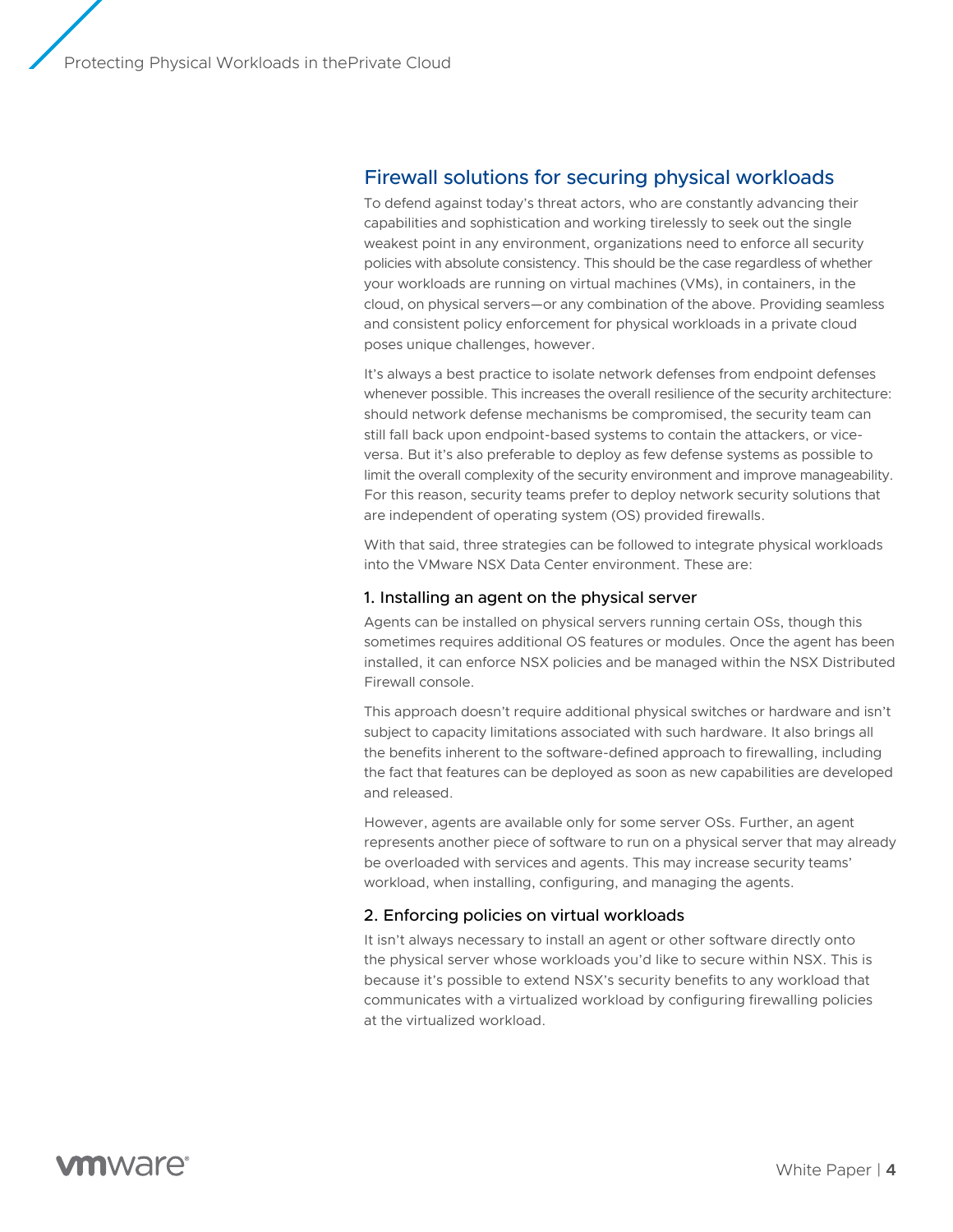## Firewall solutions for securing physical workloads

To defend against today's threat actors, who are constantly advancing their capabilities and sophistication and working tirelessly to seek out the single weakest point in any environment, organizations need to enforce all security policies with absolute consistency. This should be the case regardless of whether your workloads are running on virtual machines (VMs), in containers, in the cloud, on physical servers—or any combination of the above. Providing seamless and consistent policy enforcement for physical workloads in a private cloud poses unique challenges, however.

It's always a best practice to isolate network defenses from endpoint defenses whenever possible. This increases the overall resilience of the security architecture: should network defense mechanisms be compromised, the security team can still fall back upon endpoint-based systems to contain the attackers, or vice-versa. But it's also preferable to deploy as few defense systems as possible to limit the overall complexity of the security environment and improve manageability. For this reason, security teams prefer to deploy network security solutions that are independent of operating system (OS) provided firewalls.

With that said, three strategies can be followed to integrate physical workloads into the VMware NSX Data Center environment. These are:

### 1. Installing an agent on the physical server

Agents can be installed on physical servers running certain OSs, though this sometimes requires additional OS features or modules. Once the agent has been installed, it can enforce NSX policies and be managed within the NSX Distributed Firewall console.

This approach doesn't require additional physical switches or hardware and isn't subject to capacity limitations associated with such hardware. It also brings all the benefits inherent to the software-defined approach to firewalling, including the fact that features can be deployed as soon as new capabilities are developed and released.

However, agents are available only for some server OSs. Further, an agent represents another piece of software to run on a physical server that may already be overloaded with services and agents. This may increase security teams' workload, when installing, configuring, and managing the agents.

### 2. Enforcing policies on virtual workloads

It isn't always necessary to install an agent or other software directly onto the physical server whose workloads you'd like to secure within NSX. This is because it's possible to extend NSX's security benefits to any workload that communicates with a virtualized workload by configuring firewalling policies at the virtualized workload.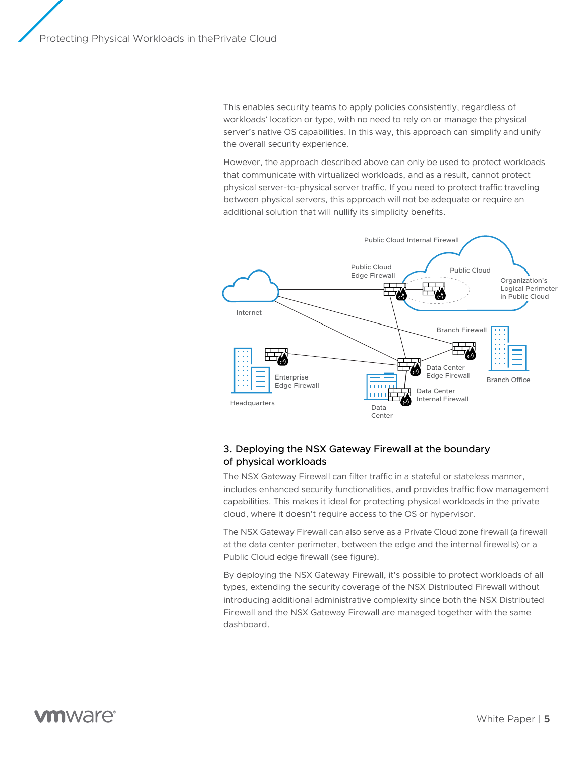This enables security teams to apply policies consistently, regardless of workloads' location or type, with no need to rely on or manage the physical server's native OS capabilities. In this way, this approach can simplify and unify the overall security experience.

However, the approach described above can only be used to protect workloads that communicate with virtualized workloads, and as a result, cannot protect physical server-to-physical server traffic. If you need to protect traffic traveling between physical servers, this approach will not be adequate or require an additional solution that will nullify its simplicity benefits.

## 3. Deploying the NSX Gateway Firewall at the boundary of physical workloads

The NSX Gateway Firewall can filter traffic in a stateful or stateless manner, includes enhanced security functionalities, and provides traffic flow management capabilities. This makes it ideal for protecting physical workloads in the private cloud, where it doesn't require access to the OS or hypervisor.

The NSX Gateway Firewall can also serve as a Private Cloud zone firewall (a firewall at the data center perimeter, between the edge and the internal firewalls) or a Public Cloud edge firewall (see figure).

By deploying the NSX Gateway Firewall, it's possible to protect workloads of all types, extending the security coverage of the NSX Distributed Firewall without introducing additional administrative complexity since both the NSX Distributed Firewall and the NSX Gateway Firewall are managed together with the same dashboard.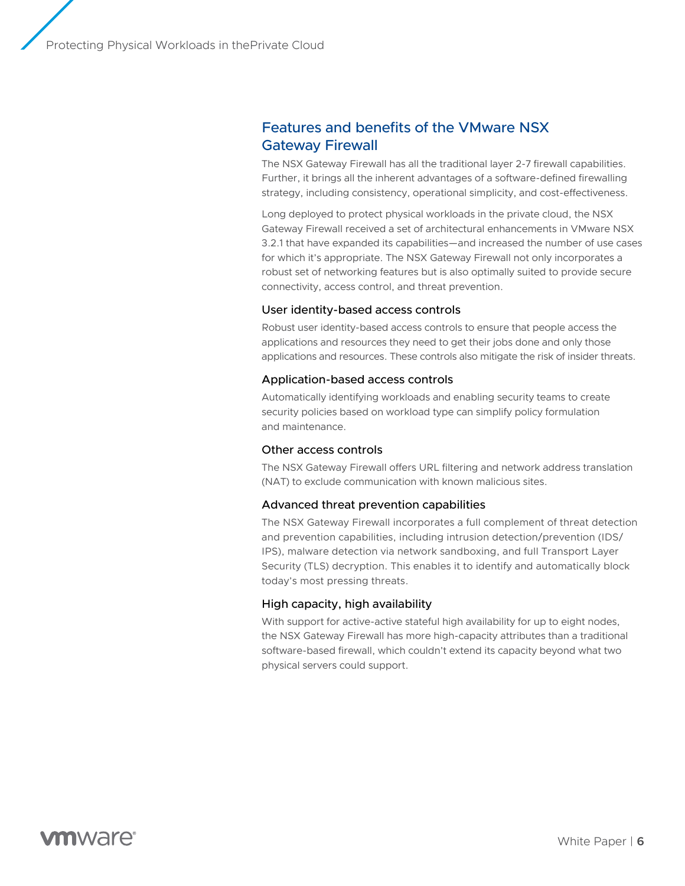## Features and benefits of the VMware NSX Gateway Firewall

The NSX Gateway Firewall has all the traditional layer 2-7 firewall capabilities. Further, it brings all the inherent advantages of a software-defined firewalling strategy, including consistency, operational simplicity, and cost-effectiveness.

Long deployed to protect physical workloads in the private cloud, the NSX Gateway Firewall received a set of architectural enhancements in VMware NSX 3.2.1 that have expanded its capabilities—and increased the number of use cases for which it's appropriate. The NSX Gateway Firewall not only incorporates a robust set of networking features but is also optimally suited to provide secure connectivity, access control, and threat prevention.

### User identity-based access controls

Robust user identity-based access controls to ensure that people access the applications and resources they need to get their jobs done and only those applications and resources. These controls also mitigate the risk of insider threats.

### Application-based access controls

Automatically identifying workloads and enabling security teams to create security policies based on workload type can simplify policy formulation and maintenance.

### Other access controls

The NSX Gateway Firewall offers URL filtering and network address translation (NAT) to exclude communication with known malicious sites.

### Advanced threat prevention capabilities

The NSX Gateway Firewall incorporates a full complement of threat detection and prevention capabilities, including intrusion detection/prevention (IDS/IPS), malware detection via network sandboxing, and full Transport Layer Security (TLS) decryption. This enables it to identify and automatically block today's most pressing threats.

### High capacity, high availability

With support for active-active stateful high availability for up to eight nodes, the NSX Gateway Firewall has more high-capacity attributes than a traditional software-based firewall, which couldn't extend its capacity beyond what two physical servers could support.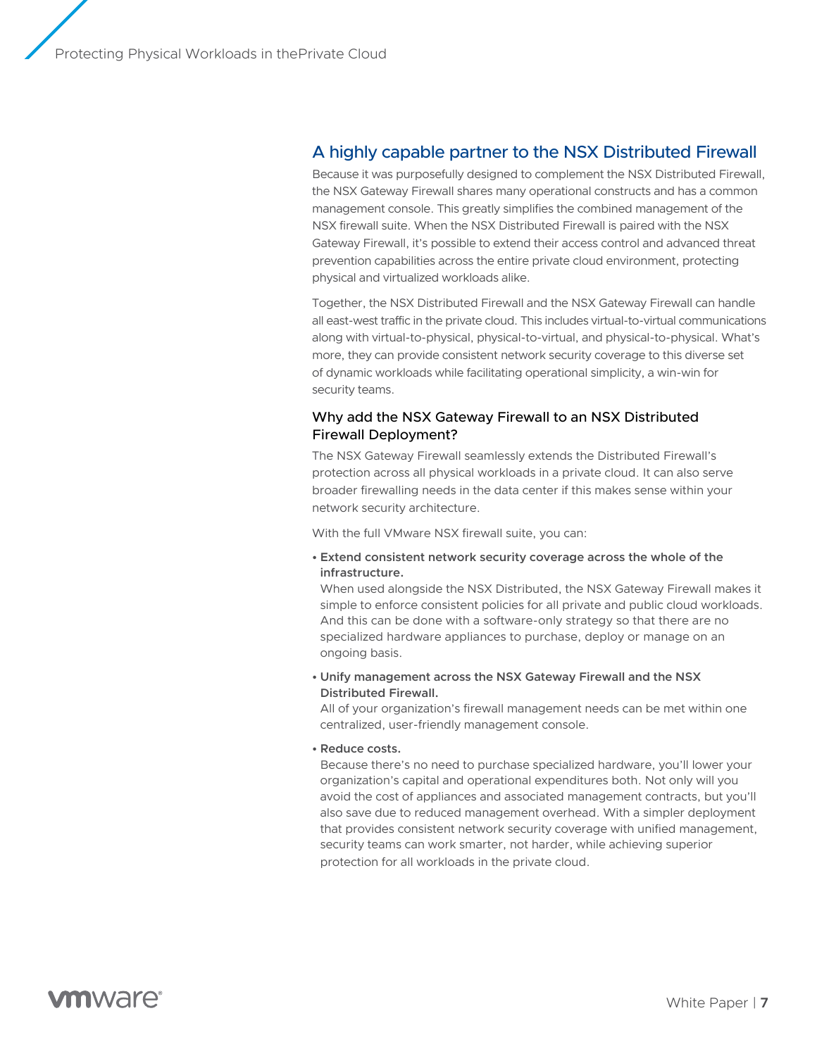## A highly capable partner to the NSX Distributed Firewall

Because it was purposefully designed to complement the NSX Distributed Firewall, the NSX Gateway Firewall shares many operational constructs and has a common management console. This greatly simplifies the combined management of the NSX firewall suite. When the NSX Distributed Firewall is paired with the NSX Gateway Firewall, it's possible to extend their access control and advanced threat prevention capabilities across the entire private cloud environment, protecting physical and virtualized workloads alike.

Together, the NSX Distributed Firewall and the NSX Gateway Firewall can handle all east-west traffic in the private cloud. This includes virtual-to-virtual communications along with virtual-to-physical, physical-to-virtual, and physical-to-physical. What's more, they can provide consistent network security coverage to this diverse set of dynamic workloads while facilitating operational simplicity, a win-win for security teams.

### Why add the NSX Gateway Firewall to an NSX Distributed Firewall Deployment?

The NSX Gateway Firewall seamlessly extends the Distributed Firewall's protection across all physical workloads in a private cloud. It can also serve broader firewalling needs in the data center if this makes sense within your network security architecture.

With the full VMware NSX firewall suite, you can:

- **Extend consistent network security coverage across the whole of the infrastructure.**
  When used alongside the NSX Distributed, the NSX Gateway Firewall makes it simple to enforce consistent policies for all private and public cloud workloads. And this can be done with a software-only strategy so that there are no specialized hardware appliances to purchase, deploy or manage on an ongoing basis.
- **Unify management across the NSX Gateway Firewall and the NSX Distributed Firewall.**
  All of your organization's firewall management needs can be met within one centralized, user-friendly management console.
- **Reduce costs.**
  Because there's no need to purchase specialized hardware, you'll lower your organization's capital and operational expenditures both. Not only will you avoid the cost of appliances and associated management contracts, but you'll also save due to reduced management overhead. With a simpler deployment that provides consistent network security coverage with unified management, security teams can work smarter, not harder, while achieving superior protection for all workloads in the private cloud.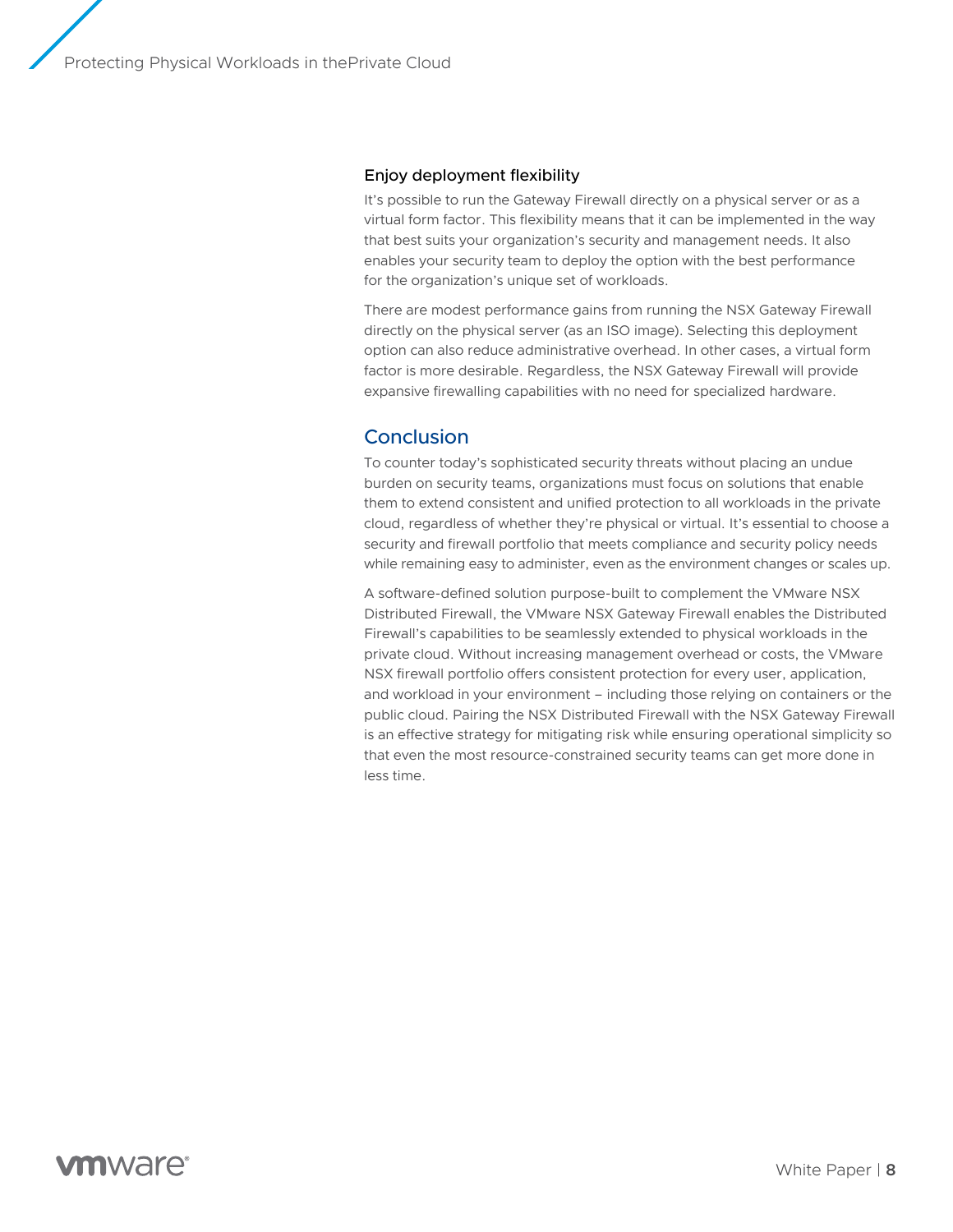### Enjoy deployment flexibility

It's possible to run the Gateway Firewall directly on a physical server or as a virtual form factor. This flexibility means that it can be implemented in the way that best suits your organization's security and management needs. It also enables your security team to deploy the option with the best performance for the organization's unique set of workloads.

There are modest performance gains from running the NSX Gateway Firewall directly on the physical server (as an ISO image). Selecting this deployment option can also reduce administrative overhead. In other cases, a virtual form factor is more desirable. Regardless, the NSX Gateway Firewall will provide expansive firewalling capabilities with no need for specialized hardware.

## Conclusion

To counter today's sophisticated security threats without placing an undue burden on security teams, organizations must focus on solutions that enable them to extend consistent and unified protection to all workloads in the private cloud, regardless of whether they're physical or virtual. It's essential to choose a security and firewall portfolio that meets compliance and security policy needs while remaining easy to administer, even as the environment changes or scales up.

A software-defined solution purpose-built to complement the VMware NSX Distributed Firewall, the VMware NSX Gateway Firewall enables the Distributed Firewall's capabilities to be seamlessly extended to physical workloads in the private cloud. Without increasing management overhead or costs, the VMware NSX firewall portfolio offers consistent protection for every user, application, and workload in your environment – including those relying on containers or the public cloud. Pairing the NSX Distributed Firewall with the NSX Gateway Firewall is an effective strategy for mitigating risk while ensuring operational simplicity so that even the most resource-constrained security teams can get more done in less time.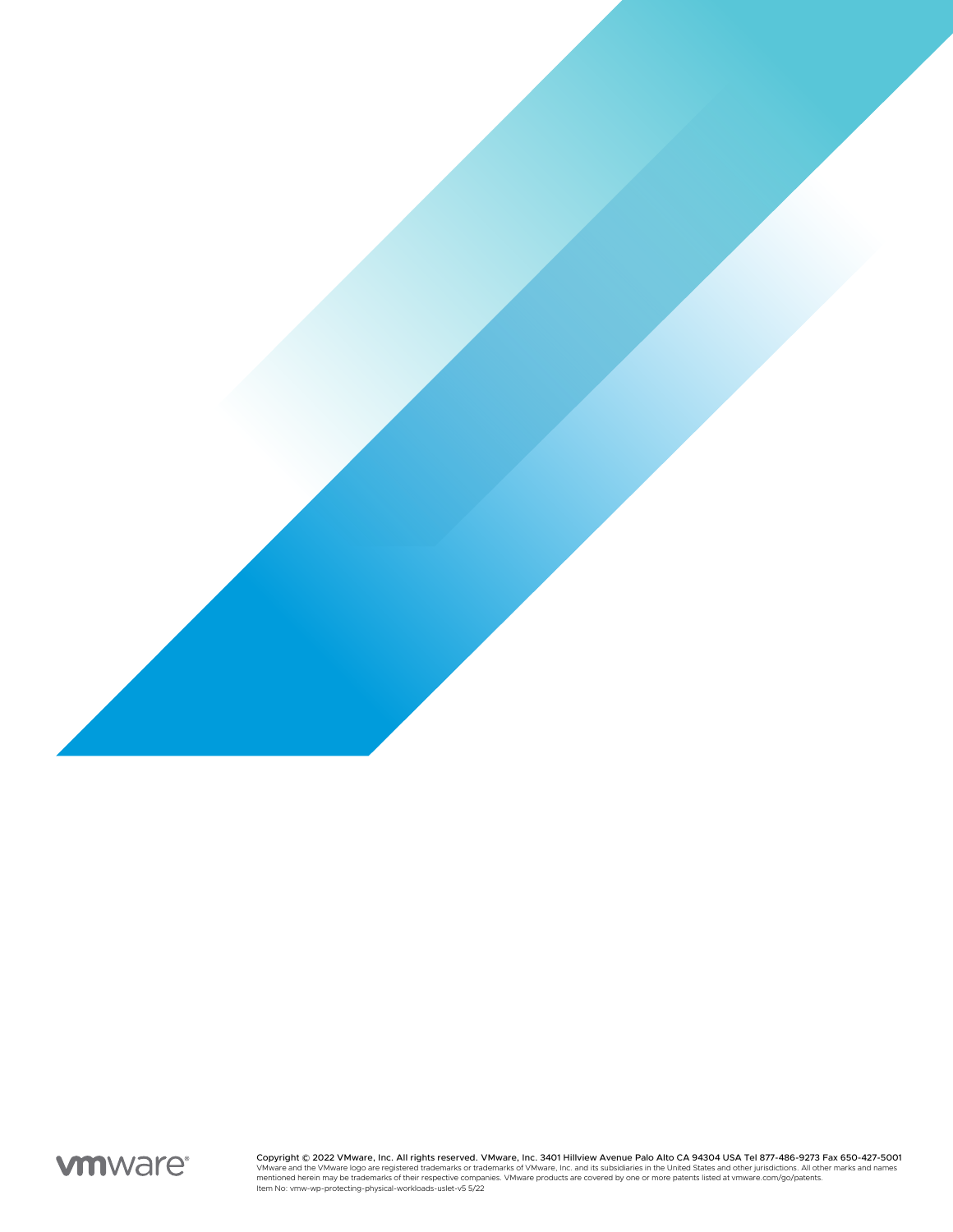Copyright © 2022 VMware, Inc. All rights reserved. VMware, Inc. 3401 Hillview Avenue Palo Alto CA 94304 USA Tel 877-486-9273 Fax 650-427-5001
VMware and the VMware logo are registered trademarks or trademarks of VMware, Inc. and its subsidiaries in the United States and other jurisdictions. All other marks and names mentioned herein may be trademarks of their respective companies. VMware products are covered by one or more patents listed at vmware.com/go/patents.
Item No: vmw-wp-protecting-physical-workloads-uslet-v5 5/22